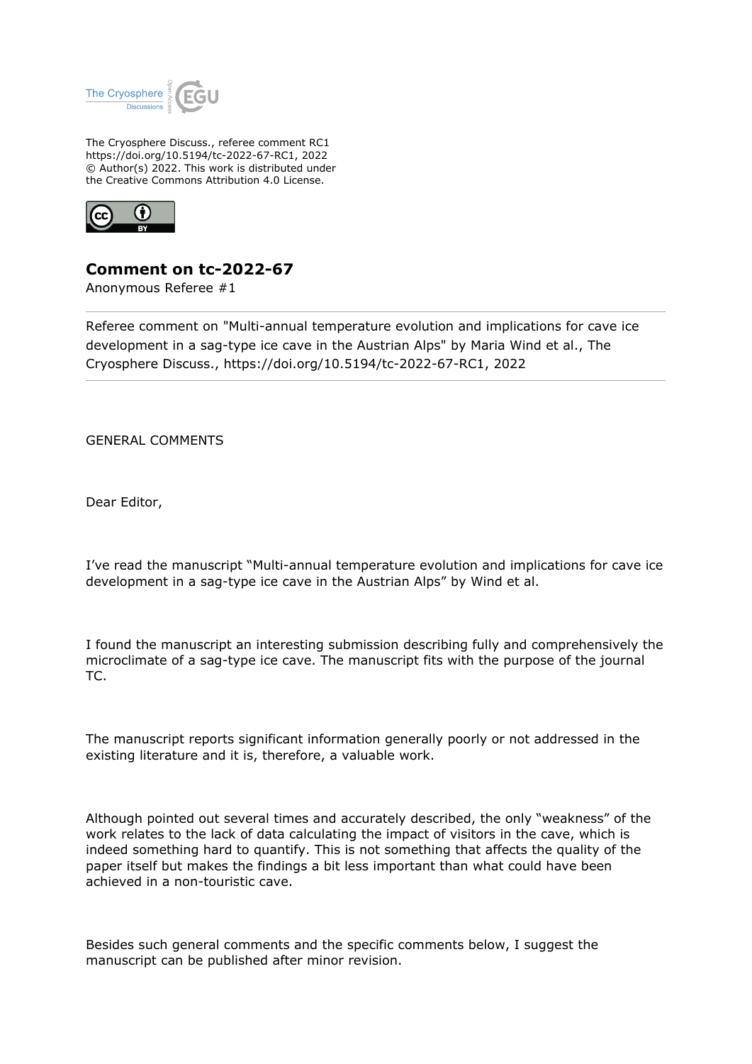The Cryosphere Discuss., referee comment RC1
https://doi.org/10.5194/tc-2022-67-RC1, 2022
© Author(s) 2022. This work is distributed under
the Creative Commons Attribution 4.0 License.

## Comment on tc-2022-67

Anonymous Referee #1

Referee comment on "Multi-annual temperature evolution and implications for cave ice development in a sag-type ice cave in the Austrian Alps" by Maria Wind et al., The Cryosphere Discuss., https://doi.org/10.5194/tc-2022-67-RC1, 2022

GENERAL COMMENTS

Dear Editor,

I've read the manuscript "Multi-annual temperature evolution and implications for cave ice development in a sag-type ice cave in the Austrian Alps" by Wind et al.

I found the manuscript an interesting submission describing fully and comprehensively the microclimate of a sag-type ice cave. The manuscript fits with the purpose of the journal TC.

The manuscript reports significant information generally poorly or not addressed in the existing literature and it is, therefore, a valuable work.

Although pointed out several times and accurately described, the only "weakness" of the work relates to the lack of data calculating the impact of visitors in the cave, which is indeed something hard to quantify. This is not something that affects the quality of the paper itself but makes the findings a bit less important than what could have been achieved in a non-touristic cave.

Besides such general comments and the specific comments below, I suggest the manuscript can be published after minor revision.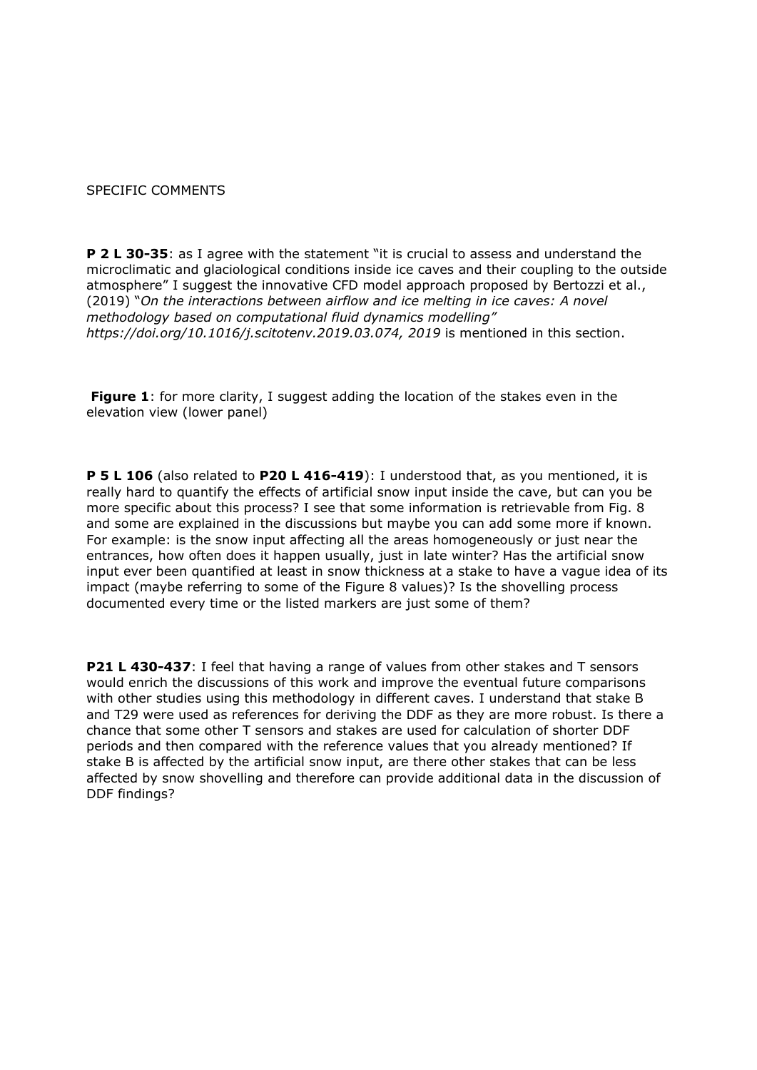SPECIFIC COMMENTS

**P 2 L 30-35**: as I agree with the statement "it is crucial to assess and understand the microclimatic and glaciological conditions inside ice caves and their coupling to the outside atmosphere" I suggest the innovative CFD model approach proposed by Bertozzi et al., (2019) "*On the interactions between airflow and ice melting in ice caves: A novel methodology based on computational fluid dynamics modelling" https://doi.org/10.1016/j.scitotenv.2019.03.074, 2019* is mentioned in this section.

**Figure 1**: for more clarity, I suggest adding the location of the stakes even in the elevation view (lower panel)

**P 5 L 106** (also related to **P20 L 416-419**): I understood that, as you mentioned, it is really hard to quantify the effects of artificial snow input inside the cave, but can you be more specific about this process? I see that some information is retrievable from Fig. 8 and some are explained in the discussions but maybe you can add some more if known. For example: is the snow input affecting all the areas homogeneously or just near the entrances, how often does it happen usually, just in late winter? Has the artificial snow input ever been quantified at least in snow thickness at a stake to have a vague idea of its impact (maybe referring to some of the Figure 8 values)? Is the shovelling process documented every time or the listed markers are just some of them?

**P21 L 430-437**: I feel that having a range of values from other stakes and T sensors would enrich the discussions of this work and improve the eventual future comparisons with other studies using this methodology in different caves. I understand that stake B and T29 were used as references for deriving the DDF as they are more robust. Is there a chance that some other T sensors and stakes are used for calculation of shorter DDF periods and then compared with the reference values that you already mentioned? If stake B is affected by the artificial snow input, are there other stakes that can be less affected by snow shovelling and therefore can provide additional data in the discussion of DDF findings?